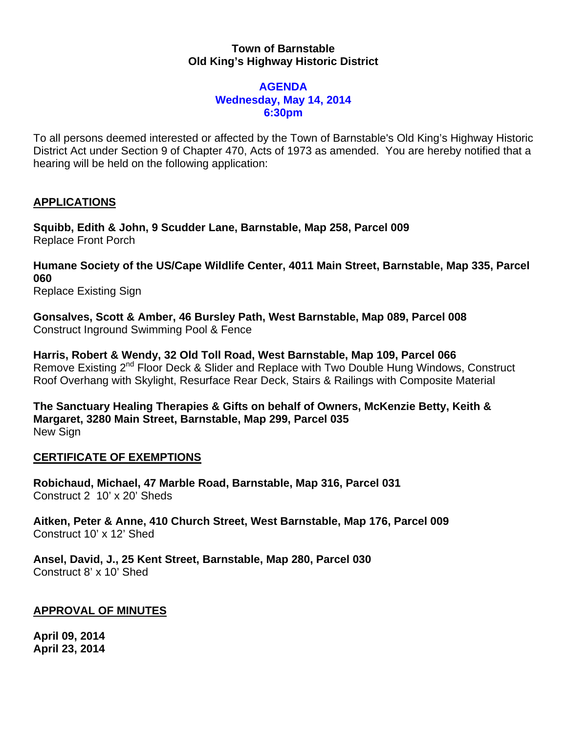**Town of Barnstable**
**Old King's Highway Historic District**

**AGENDA**
**Wednesday, May 14, 2014**
**6:30pm**

To all persons deemed interested or affected by the Town of Barnstable's Old King's Highway Historic District Act under Section 9 of Chapter 470, Acts of 1973 as amended. You are hereby notified that a hearing will be held on the following application:

## APPLICATIONS

**Squibb, Edith & John, 9 Scudder Lane, Barnstable, Map 258, Parcel 009**
Replace Front Porch

**Humane Society of the US/Cape Wildlife Center, 4011 Main Street, Barnstable, Map 335, Parcel 060**
Replace Existing Sign

**Gonsalves, Scott & Amber, 46 Bursley Path, West Barnstable, Map 089, Parcel 008**
Construct Inground Swimming Pool & Fence

**Harris, Robert & Wendy, 32 Old Toll Road, West Barnstable, Map 109, Parcel 066**
Remove Existing 2nd Floor Deck & Slider and Replace with Two Double Hung Windows, Construct Roof Overhang with Skylight, Resurface Rear Deck, Stairs & Railings with Composite Material

**The Sanctuary Healing Therapies & Gifts on behalf of Owners, McKenzie Betty, Keith & Margaret, 3280 Main Street, Barnstable, Map 299, Parcel 035**
New Sign

## CERTIFICATE OF EXEMPTIONS

**Robichaud, Michael, 47 Marble Road, Barnstable, Map 316, Parcel 031**
Construct 2 10' x 20' Sheds

**Aitken, Peter & Anne, 410 Church Street, West Barnstable, Map 176, Parcel 009**
Construct 10' x 12' Shed

**Ansel, David, J., 25 Kent Street, Barnstable, Map 280, Parcel 030**
Construct 8' x 10' Shed

## APPROVAL OF MINUTES

**April 09, 2014**
**April 23, 2014**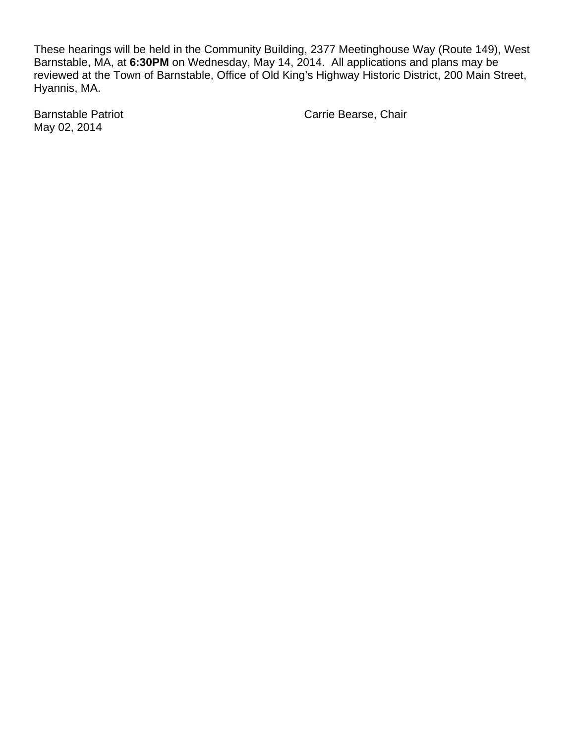These hearings will be held in the Community Building, 2377 Meetinghouse Way (Route 149), West Barnstable, MA, at **6:30PM** on Wednesday, May 14, 2014. All applications and plans may be reviewed at the Town of Barnstable, Office of Old King's Highway Historic District, 200 Main Street, Hyannis, MA.

Barnstable Patriot
May 02, 2014

Carrie Bearse, Chair